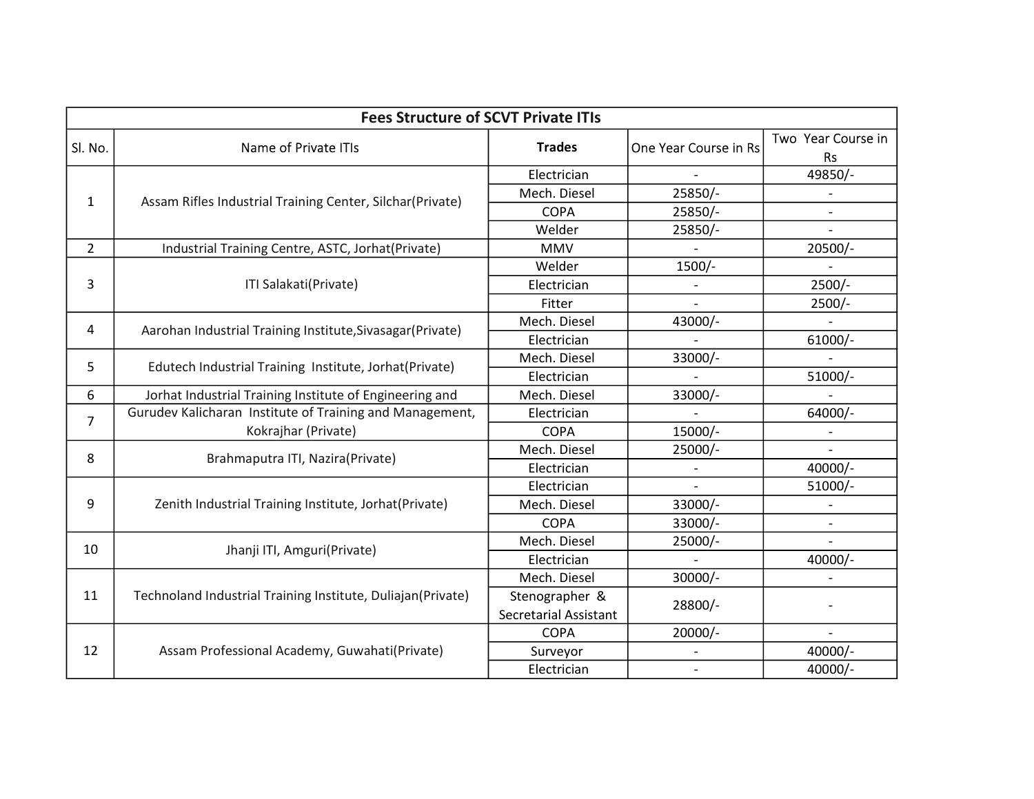| Fees Structure of SCVT Private ITIs | | | | |
|---|---|---|---|---|
| Sl. No. | Name of Private ITIs | **Trades** | One Year Course in Rs | Two Year Course in Rs |
| 1 | Assam Rifles Industrial Training Center, Silchar(Private) | Electrician | - | 49850/- |
| | | Mech. Diesel | 25850/- | - |
| | | COPA | 25850/- | - |
| | | Welder | 25850/- | - |
| 2 | Industrial Training Centre, ASTC, Jorhat(Private) | MMV | - | 20500/- |
| 3 | ITI Salakati(Private) | Welder | 1500/- | - |
| | | Electrician | - | 2500/- |
| | | Fitter | - | 2500/- |
| 4 | Aarohan Industrial Training Institute,Sivasagar(Private) | Mech. Diesel | 43000/- | - |
| | | Electrician | - | 61000/- |
| 5 | Edutech Industrial Training Institute, Jorhat(Private) | Mech. Diesel | 33000/- | - |
| | | Electrician | - | 51000/- |
| 6 | Jorhat Industrial Training Institute of Engineering and | Mech. Diesel | 33000/- | - |
| 7 | Gurudev Kalicharan Institute of Training and Management, Kokrajhar (Private) | Electrician | - | 64000/- |
| | | COPA | 15000/- | - |
| 8 | Brahmaputra ITI, Nazira(Private) | Mech. Diesel | 25000/- | - |
| | | Electrician | - | 40000/- |
| 9 | Zenith Industrial Training Institute, Jorhat(Private) | Electrician | - | 51000/- |
| | | Mech. Diesel | 33000/- | - |
| | | COPA | 33000/- | - |
| 10 | Jhanji ITI, Amguri(Private) | Mech. Diesel | 25000/- | - |
| | | Electrician | - | 40000/- |
| 11 | Technoland Industrial Training Institute, Duliajan(Private) | Mech. Diesel | 30000/- | - |
| | | Stenographer & Secretarial Assistant | 28800/- | - |
| 12 | Assam Professional Academy, Guwahati(Private) | COPA | 20000/- | - |
| | | Surveyor | - | 40000/- |
| | | Electrician | - | 40000/- |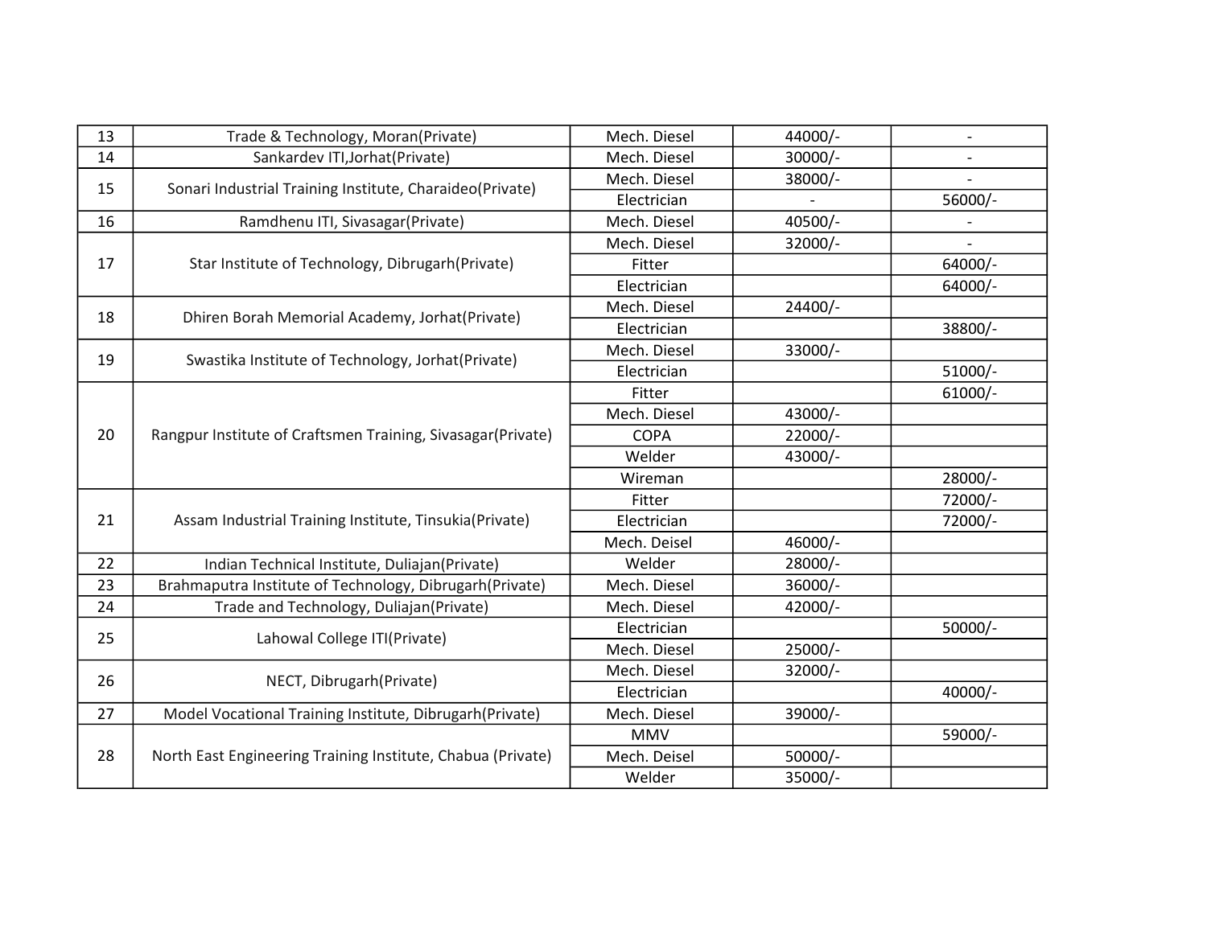| | | | | |
|---|---|---|---|---|
| 13 | Trade & Technology, Moran(Private) | Mech. Diesel | 44000/- | - |
| 14 | Sankardev ITI,Jorhat(Private) | Mech. Diesel | 30000/- | - |
| 15 | Sonari Industrial Training Institute, Charaideo(Private) | Mech. Diesel | 38000/- | - |
| | | Electrician | - | 56000/- |
| 16 | Ramdhenu ITI, Sivasagar(Private) | Mech. Diesel | 40500/- | - |
| 17 | Star Institute of Technology, Dibrugarh(Private) | Mech. Diesel | 32000/- | - |
| | | Fitter | | 64000/- |
| | | Electrician | | 64000/- |
| 18 | Dhiren Borah Memorial Academy, Jorhat(Private) | Mech. Diesel | 24400/- | |
| | | Electrician | | 38800/- |
| 19 | Swastika Institute of Technology, Jorhat(Private) | Mech. Diesel | 33000/- | |
| | | Electrician | | 51000/- |
| 20 | Rangpur Institute of Craftsmen Training, Sivasagar(Private) | Fitter | | 61000/- |
| | | Mech. Diesel | 43000/- | |
| | | COPA | 22000/- | |
| | | Welder | 43000/- | |
| | | Wireman | | 28000/- |
| 21 | Assam Industrial Training Institute, Tinsukia(Private) | Fitter | | 72000/- |
| | | Electrician | | 72000/- |
| | | Mech. Deisel | 46000/- | |
| 22 | Indian Technical Institute, Duliajan(Private) | Welder | 28000/- | |
| 23 | Brahmaputra Institute of Technology, Dibrugarh(Private) | Mech. Diesel | 36000/- | |
| 24 | Trade and Technology, Duliajan(Private) | Mech. Diesel | 42000/- | |
| 25 | Lahowal College ITI(Private) | Electrician | | 50000/- |
| | | Mech. Diesel | 25000/- | |
| 26 | NECT, Dibrugarh(Private) | Mech. Diesel | 32000/- | |
| | | Electrician | | 40000/- |
| 27 | Model Vocational Training Institute, Dibrugarh(Private) | Mech. Diesel | 39000/- | |
| 28 | North East Engineering Training Institute, Chabua (Private) | MMV | | 59000/- |
| | | Mech. Deisel | 50000/- | |
| | | Welder | 35000/- | |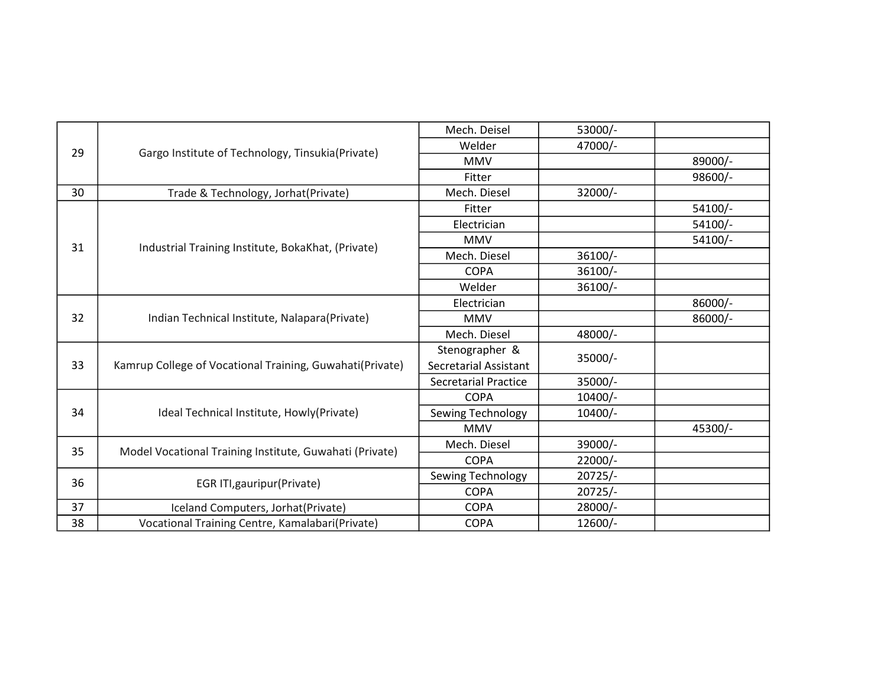| | | | | |
|---|---|---|---|---|
| 29 | Gargo Institute of Technology, Tinsukia(Private) | Mech. Deisel | 53000/- | |
| | | Welder | 47000/- | |
| | | MMV | | 89000/- |
| | | Fitter | | 98600/- |
| 30 | Trade & Technology, Jorhat(Private) | Mech. Diesel | 32000/- | |
| 31 | Industrial Training Institute, BokaKhat, (Private) | Fitter | | 54100/- |
| | | Electrician | | 54100/- |
| | | MMV | | 54100/- |
| | | Mech. Diesel | 36100/- | |
| | | COPA | 36100/- | |
| | | Welder | 36100/- | |
| 32 | Indian Technical Institute, Nalapara(Private) | Electrician | | 86000/- |
| | | MMV | | 86000/- |
| | | Mech. Diesel | 48000/- | |
| 33 | Kamrup College of Vocational Training, Guwahati(Private) | Stenographer & Secretarial Assistant | 35000/- | |
| | | Secretarial Practice | 35000/- | |
| 34 | Ideal Technical Institute, Howly(Private) | COPA | 10400/- | |
| | | Sewing Technology | 10400/- | |
| | | MMV | | 45300/- |
| 35 | Model Vocational Training Institute, Guwahati (Private) | Mech. Diesel | 39000/- | |
| | | COPA | 22000/- | |
| 36 | EGR ITI,gauripur(Private) | Sewing Technology | 20725/- | |
| | | COPA | 20725/- | |
| 37 | Iceland Computers, Jorhat(Private) | COPA | 28000/- | |
| 38 | Vocational Training Centre, Kamalabari(Private) | COPA | 12600/- | |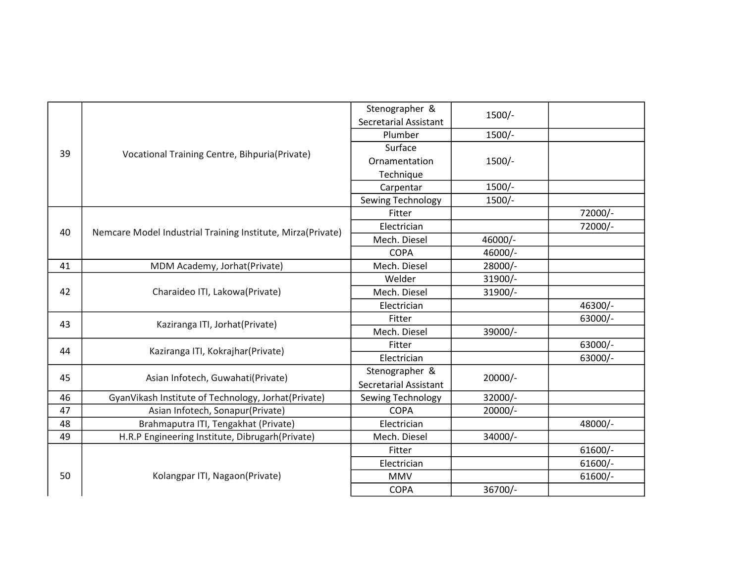| | | | | |
|---|---|---|---|---|
| 39 | Vocational Training Centre, Bihpuria(Private) | Stenographer & Secretarial Assistant | 1500/- | |
| | | Plumber | 1500/- | |
| | | Surface Ornamentation Technique | 1500/- | |
| | | Carpentar | 1500/- | |
| | | Sewing Technology | 1500/- | |
| 40 | Nemcare Model Industrial Training Institute, Mirza(Private) | Fitter | | 72000/- |
| | | Electrician | | 72000/- |
| | | Mech. Diesel | 46000/- | |
| | | COPA | 46000/- | |
| 41 | MDM Academy, Jorhat(Private) | Mech. Diesel | 28000/- | |
| 42 | Charaideo ITI, Lakowa(Private) | Welder | 31900/- | |
| | | Mech. Diesel | 31900/- | |
| | | Electrician | | 46300/- |
| 43 | Kaziranga ITI, Jorhat(Private) | Fitter | | 63000/- |
| | | Mech. Diesel | 39000/- | |
| 44 | Kaziranga ITI, Kokrajhar(Private) | Fitter | | 63000/- |
| | | Electrician | | 63000/- |
| 45 | Asian Infotech, Guwahati(Private) | Stenographer & Secretarial Assistant | 20000/- | |
| 46 | GyanVikash Institute of Technology, Jorhat(Private) | Sewing Technology | 32000/- | |
| 47 | Asian Infotech, Sonapur(Private) | COPA | 20000/- | |
| 48 | Brahmaputra ITI, Tengakhat (Private) | Electrician | | 48000/- |
| 49 | H.R.P Engineering Institute, Dibrugarh(Private) | Mech. Diesel | 34000/- | |
| 50 | Kolangpar ITI, Nagaon(Private) | Fitter | | 61600/- |
| | | Electrician | | 61600/- |
| | | MMV | | 61600/- |
| | | COPA | 36700/- | |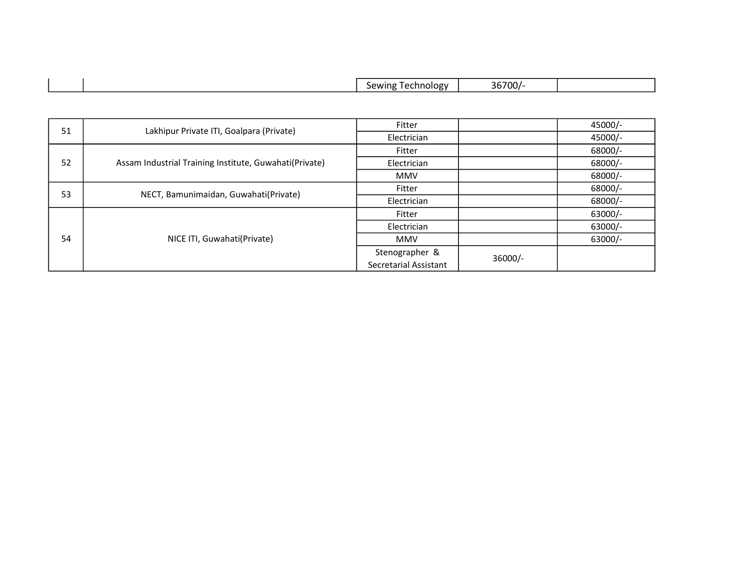| | | | | |
|---|---|---|---|---|
| | | Sewing Technology | 36700/- | |
| 51 | Lakhipur Private ITI, Goalpara (Private) | Fitter | | 45000/- |
| | | Electrician | | 45000/- |
| 52 | Assam Industrial Training Institute, Guwahati(Private) | Fitter | | 68000/- |
| | | Electrician | | 68000/- |
| | | MMV | | 68000/- |
| 53 | NECT, Bamunimaidan, Guwahati(Private) | Fitter | | 68000/- |
| | | Electrician | | 68000/- |
| 54 | NICE ITI, Guwahati(Private) | Fitter | | 63000/- |
| | | Electrician | | 63000/- |
| | | MMV | | 63000/- |
| | | Stenographer & Secretarial Assistant | 36000/- | |